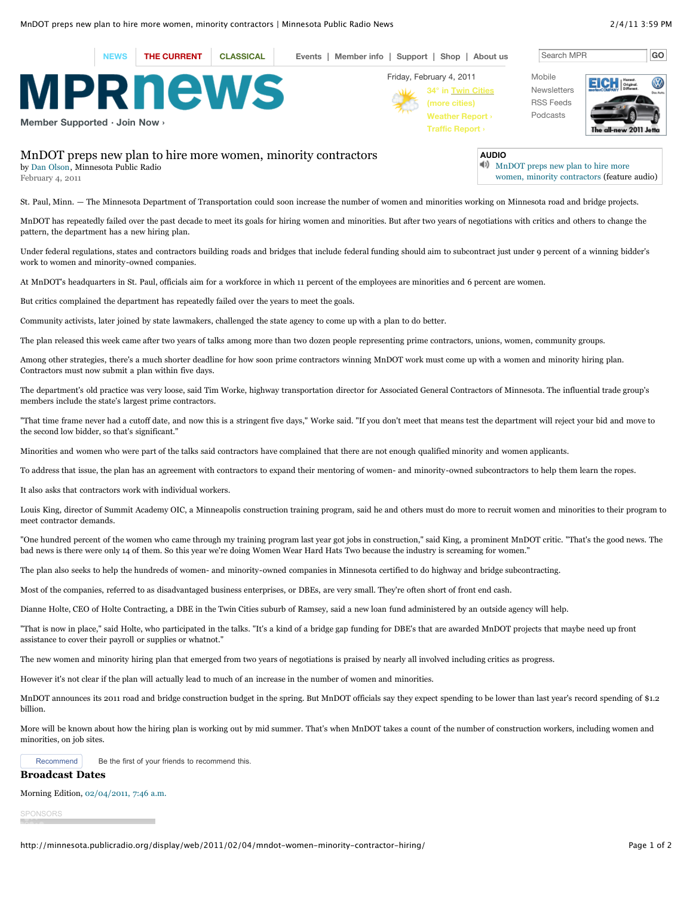# MnDOT preps new plan to hire more women, minority contractors

by Dan Olson, Minnesota Public Radio
February 4, 2011

**AUDIO**
MnDOT preps new plan to hire more women, minority contractors (feature audio)

St. Paul, Minn. — The Minnesota Department of Transportation could soon increase the number of women and minorities working on Minnesota road and bridge projects.

MnDOT has repeatedly failed over the past decade to meet its goals for hiring women and minorities. But after two years of negotiations with critics and others to change the pattern, the department has a new hiring plan.

Under federal regulations, states and contractors building roads and bridges that include federal funding should aim to subcontract just under 9 percent of a winning bidder's work to women and minority-owned companies.

At MnDOT's headquarters in St. Paul, officials aim for a workforce in which 11 percent of the employees are minorities and 6 percent are women.

But critics complained the department has repeatedly failed over the years to meet the goals.

Community activists, later joined by state lawmakers, challenged the state agency to come up with a plan to do better.

The plan released this week came after two years of talks among more than two dozen people representing prime contractors, unions, women, community groups.

Among other strategies, there's a much shorter deadline for how soon prime contractors winning MnDOT work must come up with a women and minority hiring plan. Contractors must now submit a plan within five days.

The department's old practice was very loose, said Tim Worke, highway transportation director for Associated General Contractors of Minnesota. The influential trade group's members include the state's largest prime contractors.

"That time frame never had a cutoff date, and now this is a stringent five days," Worke said. "If you don't meet that means test the department will reject your bid and move to the second low bidder, so that's significant."

Minorities and women who were part of the talks said contractors have complained that there are not enough qualified minority and women applicants.

To address that issue, the plan has an agreement with contractors to expand their mentoring of women- and minority-owned subcontractors to help them learn the ropes.

It also asks that contractors work with individual workers.

Louis King, director of Summit Academy OIC, a Minneapolis construction training program, said he and others must do more to recruit women and minorities to their program to meet contractor demands.

"One hundred percent of the women who came through my training program last year got jobs in construction," said King, a prominent MnDOT critic. "That's the good news. The bad news is there were only 14 of them. So this year we're doing Women Wear Hard Hats Two because the industry is screaming for women."

The plan also seeks to help the hundreds of women- and minority-owned companies in Minnesota certified to do highway and bridge subcontracting.

Most of the companies, referred to as disadvantaged business enterprises, or DBEs, are very small. They're often short of front end cash.

Dianne Holte, CEO of Holte Contracting, a DBE in the Twin Cities suburb of Ramsey, said a new loan fund administered by an outside agency will help.

"That is now in place," said Holte, who participated in the talks. "It's a kind of a bridge gap funding for DBE's that are awarded MnDOT projects that maybe need up front assistance to cover their payroll or supplies or whatnot."

The new women and minority hiring plan that emerged from two years of negotiations is praised by nearly all involved including critics as progress.

However it's not clear if the plan will actually lead to much of an increase in the number of women and minorities.

MnDOT announces its 2011 road and bridge construction budget in the spring. But MnDOT officials say they expect spending to be lower than last year's record spending of $1.2 billion.

More will be known about how the hiring plan is working out by mid summer. That's when MnDOT takes a count of the number of construction workers, including women and minorities, on job sites.

## Broadcast Dates

Morning Edition, 02/04/2011, 7:46 a.m.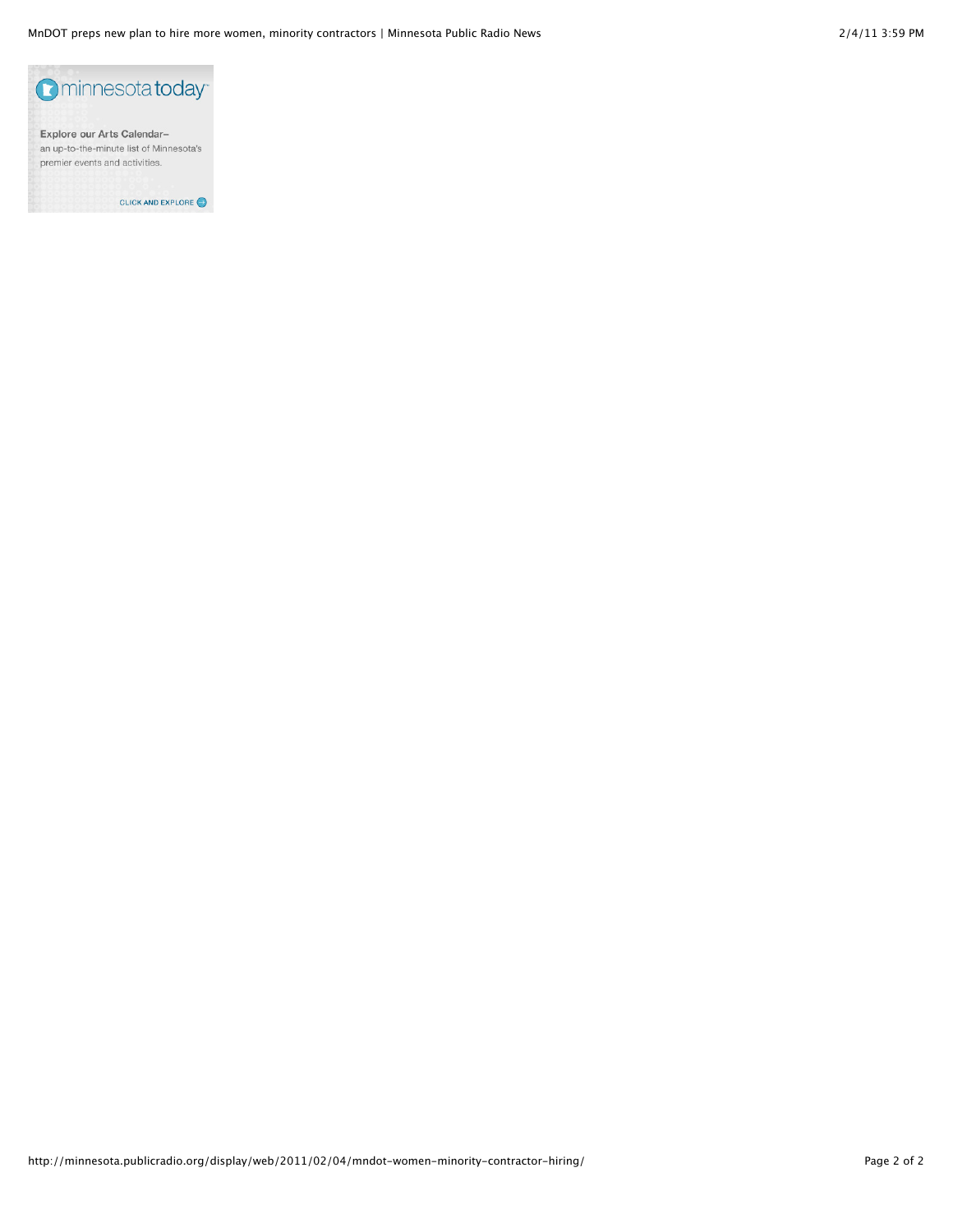minnesota today

Explore our Arts Calendar–
an up-to-the-minute list of Minnesota's premier events and activities.

CLICK AND EXPLORE